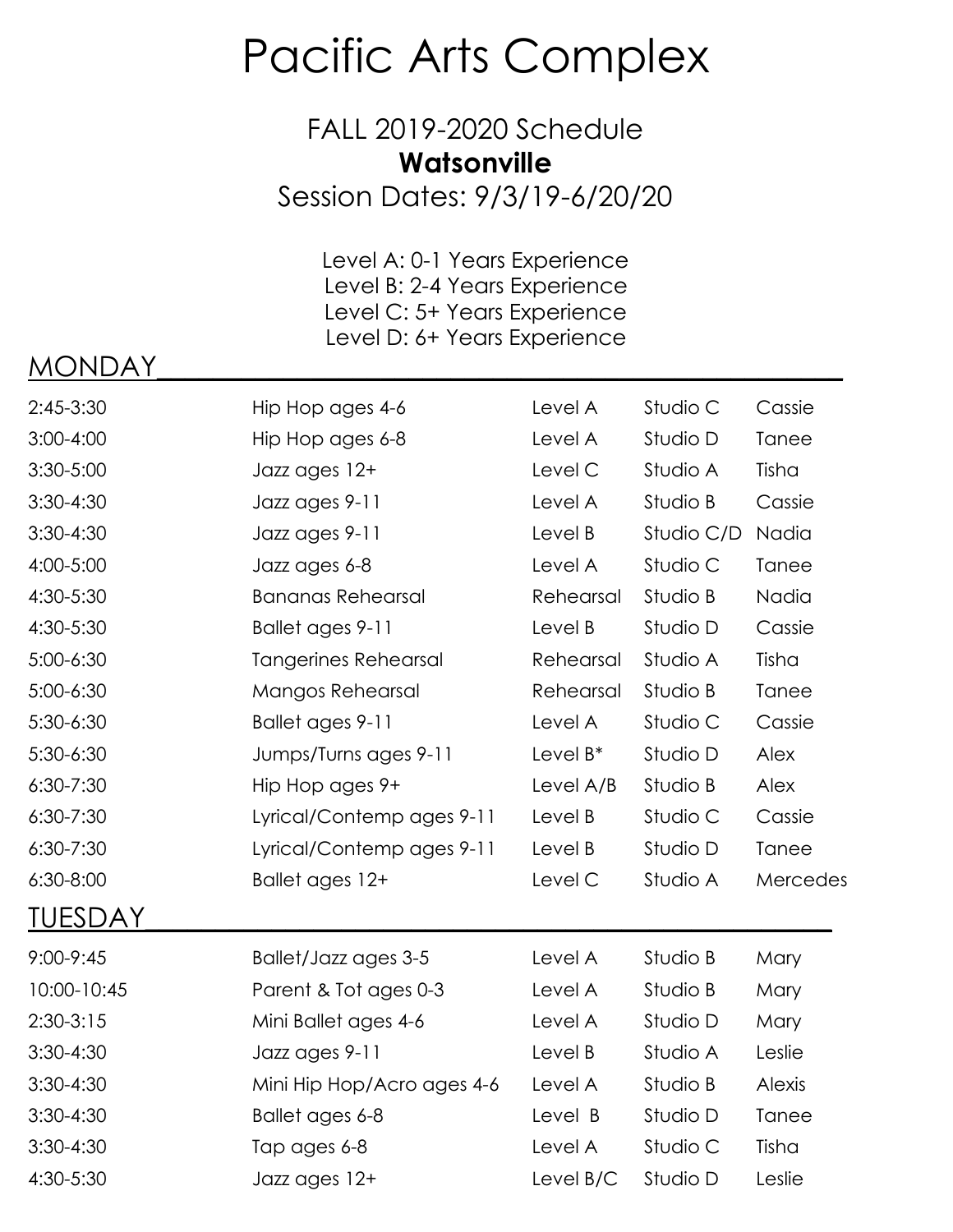# Pacific Arts Complex

## FALL 2019-2020 Schedule
## **Watsonville**
## Session Dates: 9/3/19-6/20/20

Level A: 0-1 Years Experience
Level B: 2-4 Years Experience
Level C: 5+ Years Experience
Level D: 6+ Years Experience

## MONDAY

| Time | Class | Level | Studio | Instructor |
|---|---|---|---|---|
| 2:45-3:30 | Hip Hop ages 4-6 | Level A | Studio C | Cassie |
| 3:00-4:00 | Hip Hop ages 6-8 | Level A | Studio D | Tanee |
| 3:30-5:00 | Jazz ages 12+ | Level C | Studio A | Tisha |
| 3:30-4:30 | Jazz ages 9-11 | Level A | Studio B | Cassie |
| 3:30-4:30 | Jazz ages 9-11 | Level B | Studio C/D | Nadia |
| 4:00-5:00 | Jazz ages 6-8 | Level A | Studio C | Tanee |
| 4:30-5:30 | Bananas Rehearsal | Rehearsal | Studio B | Nadia |
| 4:30-5:30 | Ballet ages 9-11 | Level B | Studio D | Cassie |
| 5:00-6:30 | Tangerines Rehearsal | Rehearsal | Studio A | Tisha |
| 5:00-6:30 | Mangos Rehearsal | Rehearsal | Studio B | Tanee |
| 5:30-6:30 | Ballet ages 9-11 | Level A | Studio C | Cassie |
| 5:30-6:30 | Jumps/Turns ages 9-11 | Level B* | Studio D | Alex |
| 6:30-7:30 | Hip Hop ages 9+ | Level A/B | Studio B | Alex |
| 6:30-7:30 | Lyrical/Contemp ages 9-11 | Level B | Studio C | Cassie |
| 6:30-7:30 | Lyrical/Contemp ages 9-11 | Level B | Studio D | Tanee |
| 6:30-8:00 | Ballet ages 12+ | Level C | Studio A | Mercedes |

## TUESDAY

| Time | Class | Level | Studio | Instructor |
|---|---|---|---|---|
| 9:00-9:45 | Ballet/Jazz ages 3-5 | Level A | Studio B | Mary |
| 10:00-10:45 | Parent & Tot ages 0-3 | Level A | Studio B | Mary |
| 2:30-3:15 | Mini Ballet ages 4-6 | Level A | Studio D | Mary |
| 3:30-4:30 | Jazz ages 9-11 | Level B | Studio A | Leslie |
| 3:30-4:30 | Mini Hip Hop/Acro ages 4-6 | Level A | Studio B | Alexis |
| 3:30-4:30 | Ballet ages 6-8 | Level B | Studio D | Tanee |
| 3:30-4:30 | Tap ages 6-8 | Level A | Studio C | Tisha |
| 4:30-5:30 | Jazz ages 12+ | Level B/C | Studio D | Leslie |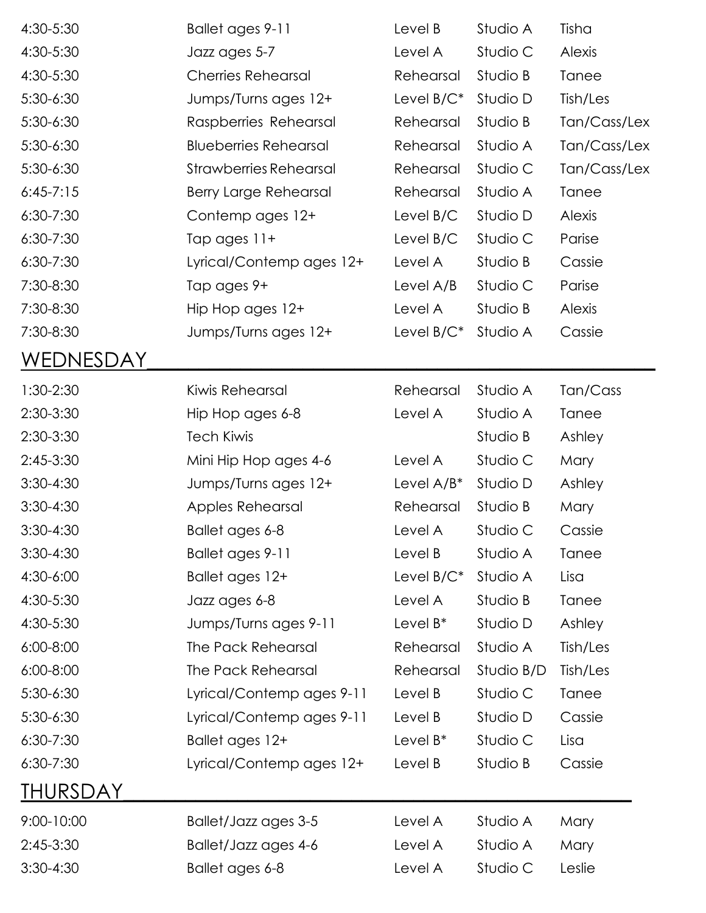| | | | | |
|---|---|---|---|---|
| 4:30-5:30 | Ballet ages 9-11 | Level B | Studio A | Tisha |
| 4:30-5:30 | Jazz ages 5-7 | Level A | Studio C | Alexis |
| 4:30-5:30 | Cherries Rehearsal | Rehearsal | Studio B | Tanee |
| 5:30-6:30 | Jumps/Turns ages 12+ | Level B/C* | Studio D | Tish/Les |
| 5:30-6:30 | Raspberries Rehearsal | Rehearsal | Studio B | Tan/Cass/Lex |
| 5:30-6:30 | Blueberries Rehearsal | Rehearsal | Studio A | Tan/Cass/Lex |
| 5:30-6:30 | Strawberries Rehearsal | Rehearsal | Studio C | Tan/Cass/Lex |
| 6:45-7:15 | Berry Large Rehearsal | Rehearsal | Studio A | Tanee |
| 6:30-7:30 | Contemp ages 12+ | Level B/C | Studio D | Alexis |
| 6:30-7:30 | Tap ages 11+ | Level B/C | Studio C | Parise |
| 6:30-7:30 | Lyrical/Contemp ages 12+ | Level A | Studio B | Cassie |
| 7:30-8:30 | Tap ages 9+ | Level A/B | Studio C | Parise |
| 7:30-8:30 | Hip Hop ages 12+ | Level A | Studio B | Alexis |
| 7:30-8:30 | Jumps/Turns ages 12+ | Level B/C* | Studio A | Cassie |

## WEDNESDAY

| | | | | |
|---|---|---|---|---|
| 1:30-2:30 | Kiwis Rehearsal | Rehearsal | Studio A | Tan/Cass |
| 2:30-3:30 | Hip Hop ages 6-8 | Level A | Studio A | Tanee |
| 2:30-3:30 | Tech Kiwis | | Studio B | Ashley |
| 2:45-3:30 | Mini Hip Hop ages 4-6 | Level A | Studio C | Mary |
| 3:30-4:30 | Jumps/Turns ages 12+ | Level A/B* | Studio D | Ashley |
| 3:30-4:30 | Apples Rehearsal | Rehearsal | Studio B | Mary |
| 3:30-4:30 | Ballet ages 6-8 | Level A | Studio C | Cassie |
| 3:30-4:30 | Ballet ages 9-11 | Level B | Studio A | Tanee |
| 4:30-6:00 | Ballet ages 12+ | Level B/C* | Studio A | Lisa |
| 4:30-5:30 | Jazz ages 6-8 | Level A | Studio B | Tanee |
| 4:30-5:30 | Jumps/Turns ages 9-11 | Level B* | Studio D | Ashley |
| 6:00-8:00 | The Pack Rehearsal | Rehearsal | Studio A | Tish/Les |
| 6:00-8:00 | The Pack Rehearsal | Rehearsal | Studio B/D | Tish/Les |
| 5:30-6:30 | Lyrical/Contemp ages 9-11 | Level B | Studio C | Tanee |
| 5:30-6:30 | Lyrical/Contemp ages 9-11 | Level B | Studio D | Cassie |
| 6:30-7:30 | Ballet ages 12+ | Level B* | Studio C | Lisa |
| 6:30-7:30 | Lyrical/Contemp ages 12+ | Level B | Studio B | Cassie |

## THURSDAY

| | | | | |
|---|---|---|---|---|
| 9:00-10:00 | Ballet/Jazz ages 3-5 | Level A | Studio A | Mary |
| 2:45-3:30 | Ballet/Jazz ages 4-6 | Level A | Studio A | Mary |
| 3:30-4:30 | Ballet ages 6-8 | Level A | Studio C | Leslie |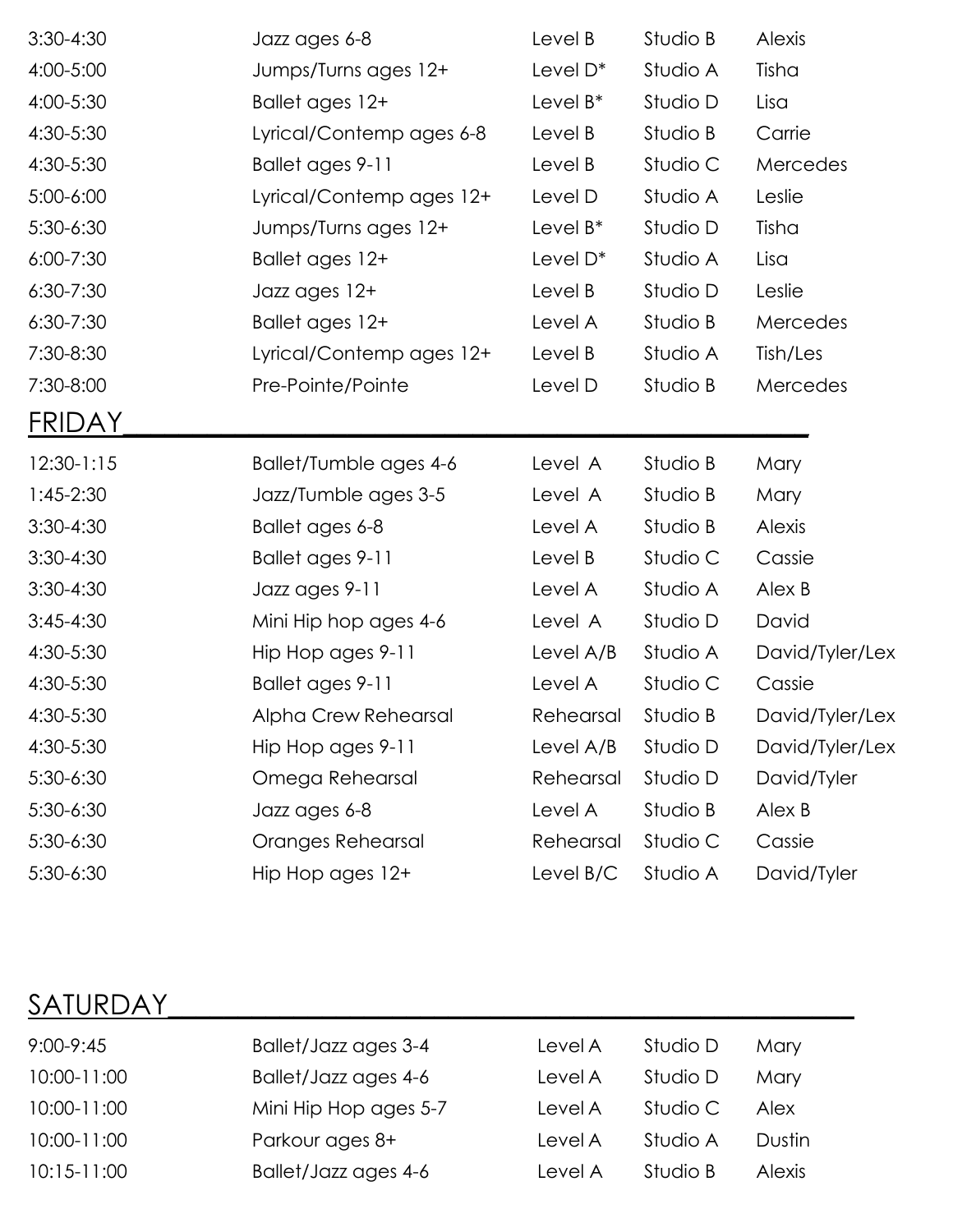| | | | | |
|---|---|---|---|---|
| 3:30-4:30 | Jazz ages 6-8 | Level B | Studio B | Alexis |
| 4:00-5:00 | Jumps/Turns ages 12+ | Level D* | Studio A | Tisha |
| 4:00-5:30 | Ballet ages 12+ | Level B* | Studio D | Lisa |
| 4:30-5:30 | Lyrical/Contemp ages 6-8 | Level B | Studio B | Carrie |
| 4:30-5:30 | Ballet ages 9-11 | Level B | Studio C | Mercedes |
| 5:00-6:00 | Lyrical/Contemp ages 12+ | Level D | Studio A | Leslie |
| 5:30-6:30 | Jumps/Turns ages 12+ | Level B* | Studio D | Tisha |
| 6:00-7:30 | Ballet ages 12+ | Level D* | Studio A | Lisa |
| 6:30-7:30 | Jazz ages 12+ | Level B | Studio D | Leslie |
| 6:30-7:30 | Ballet ages 12+ | Level A | Studio B | Mercedes |
| 7:30-8:30 | Lyrical/Contemp ages 12+ | Level B | Studio A | Tish/Les |
| 7:30-8:00 | Pre-Pointe/Pointe | Level D | Studio B | Mercedes |

## FRIDAY

| | | | | |
|---|---|---|---|---|
| 12:30-1:15 | Ballet/Tumble ages 4-6 | Level A | Studio B | Mary |
| 1:45-2:30 | Jazz/Tumble ages 3-5 | Level A | Studio B | Mary |
| 3:30-4:30 | Ballet ages 6-8 | Level A | Studio B | Alexis |
| 3:30-4:30 | Ballet ages 9-11 | Level B | Studio C | Cassie |
| 3:30-4:30 | Jazz ages 9-11 | Level A | Studio A | Alex B |
| 3:45-4:30 | Mini Hip hop ages 4-6 | Level A | Studio D | David |
| 4:30-5:30 | Hip Hop ages 9-11 | Level A/B | Studio A | David/Tyler/Lex |
| 4:30-5:30 | Ballet ages 9-11 | Level A | Studio C | Cassie |
| 4:30-5:30 | Alpha Crew Rehearsal | Rehearsal | Studio B | David/Tyler/Lex |
| 4:30-5:30 | Hip Hop ages 9-11 | Level A/B | Studio D | David/Tyler/Lex |
| 5:30-6:30 | Omega Rehearsal | Rehearsal | Studio D | David/Tyler |
| 5:30-6:30 | Jazz ages 6-8 | Level A | Studio B | Alex B |
| 5:30-6:30 | Oranges Rehearsal | Rehearsal | Studio C | Cassie |
| 5:30-6:30 | Hip Hop ages 12+ | Level B/C | Studio A | David/Tyler |

## SATURDAY

| | | | | |
|---|---|---|---|---|
| 9:00-9:45 | Ballet/Jazz ages 3-4 | Level A | Studio D | Mary |
| 10:00-11:00 | Ballet/Jazz ages 4-6 | Level A | Studio D | Mary |
| 10:00-11:00 | Mini Hip Hop ages 5-7 | Level A | Studio C | Alex |
| 10:00-11:00 | Parkour ages 8+ | Level A | Studio A | Dustin |
| 10:15-11:00 | Ballet/Jazz ages 4-6 | Level A | Studio B | Alexis |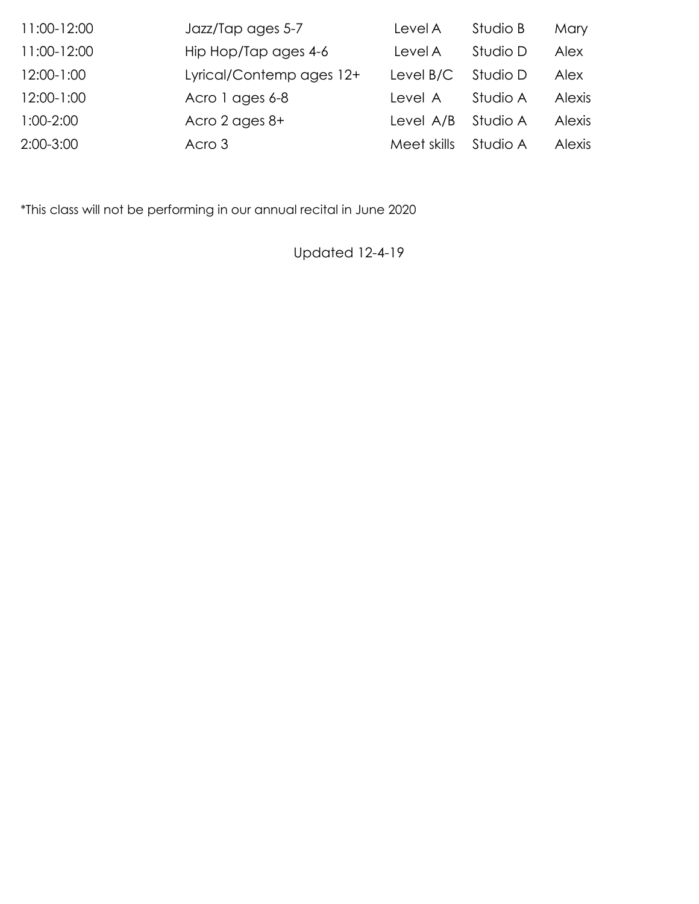| | | | | |
|---|---|---|---|---|
| 11:00-12:00 | Jazz/Tap ages 5-7 | Level A | Studio B | Mary |
| 11:00-12:00 | Hip Hop/Tap ages 4-6 | Level A | Studio D | Alex |
| 12:00-1:00 | Lyrical/Contemp ages 12+ | Level B/C | Studio D | Alex |
| 12:00-1:00 | Acro 1 ages 6-8 | Level A | Studio A | Alexis |
| 1:00-2:00 | Acro 2 ages 8+ | Level A/B | Studio A | Alexis |
| 2:00-3:00 | Acro 3 | Meet skills | Studio A | Alexis |

*This class will not be performing in our annual recital in June 2020

Updated 12-4-19